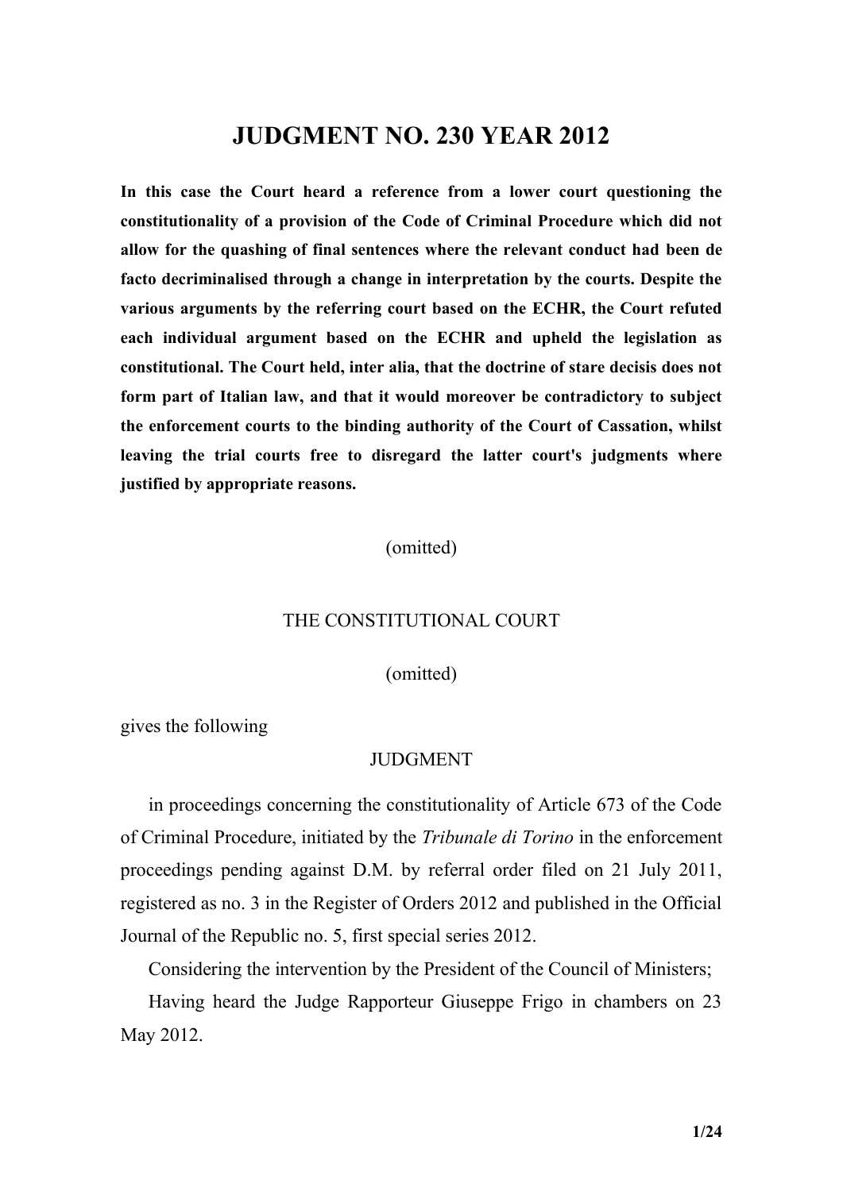# JUDGMENT NO. 230 YEAR 2012

**In this case the Court heard a reference from a lower court questioning the constitutionality of a provision of the Code of Criminal Procedure which did not allow for the quashing of final sentences where the relevant conduct had been de facto decriminalised through a change in interpretation by the courts. Despite the various arguments by the referring court based on the ECHR, the Court refuted each individual argument based on the ECHR and upheld the legislation as constitutional. The Court held, inter alia, that the doctrine of stare decisis does not form part of Italian law, and that it would moreover be contradictory to subject the enforcement courts to the binding authority of the Court of Cassation, whilst leaving the trial courts free to disregard the latter court's judgments where justified by appropriate reasons.**

(omitted)

THE CONSTITUTIONAL COURT

(omitted)

gives the following

JUDGMENT

in proceedings concerning the constitutionality of Article 673 of the Code of Criminal Procedure, initiated by the *Tribunale di Torino* in the enforcement proceedings pending against D.M. by referral order filed on 21 July 2011, registered as no. 3 in the Register of Orders 2012 and published in the Official Journal of the Republic no. 5, first special series 2012.

Considering the intervention by the President of the Council of Ministers;

Having heard the Judge Rapporteur Giuseppe Frigo in chambers on 23 May 2012.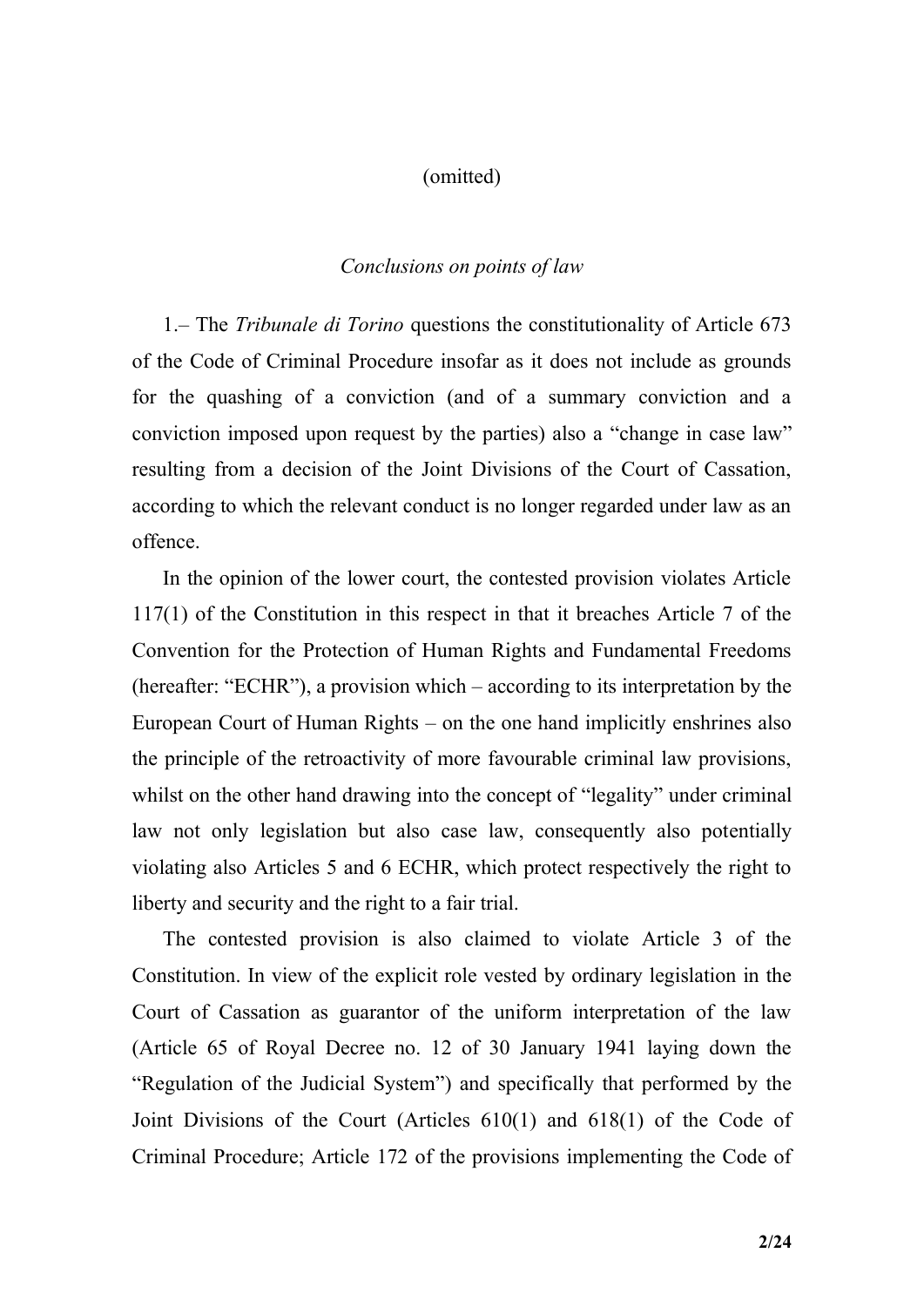(omitted)

*Conclusions on points of law*

1.– The *Tribunale di Torino* questions the constitutionality of Article 673 of the Code of Criminal Procedure insofar as it does not include as grounds for the quashing of a conviction (and of a summary conviction and a conviction imposed upon request by the parties) also a "change in case law" resulting from a decision of the Joint Divisions of the Court of Cassation, according to which the relevant conduct is no longer regarded under law as an offence.

In the opinion of the lower court, the contested provision violates Article 117(1) of the Constitution in this respect in that it breaches Article 7 of the Convention for the Protection of Human Rights and Fundamental Freedoms (hereafter: "ECHR"), a provision which – according to its interpretation by the European Court of Human Rights – on the one hand implicitly enshrines also the principle of the retroactivity of more favourable criminal law provisions, whilst on the other hand drawing into the concept of "legality" under criminal law not only legislation but also case law, consequently also potentially violating also Articles 5 and 6 ECHR, which protect respectively the right to liberty and security and the right to a fair trial.

The contested provision is also claimed to violate Article 3 of the Constitution. In view of the explicit role vested by ordinary legislation in the Court of Cassation as guarantor of the uniform interpretation of the law (Article 65 of Royal Decree no. 12 of 30 January 1941 laying down the "Regulation of the Judicial System") and specifically that performed by the Joint Divisions of the Court (Articles 610(1) and 618(1) of the Code of Criminal Procedure; Article 172 of the provisions implementing the Code of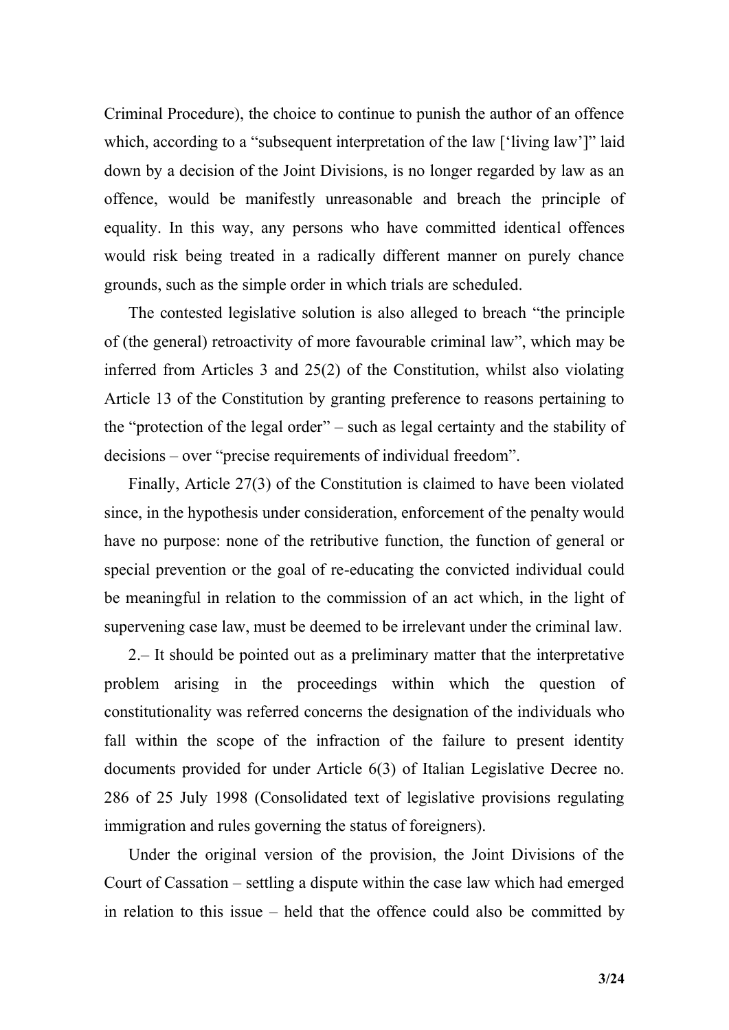Criminal Procedure), the choice to continue to punish the author of an offence which, according to a "subsequent interpretation of the law ['living law']" laid down by a decision of the Joint Divisions, is no longer regarded by law as an offence, would be manifestly unreasonable and breach the principle of equality. In this way, any persons who have committed identical offences would risk being treated in a radically different manner on purely chance grounds, such as the simple order in which trials are scheduled.

The contested legislative solution is also alleged to breach "the principle of (the general) retroactivity of more favourable criminal law", which may be inferred from Articles 3 and 25(2) of the Constitution, whilst also violating Article 13 of the Constitution by granting preference to reasons pertaining to the "protection of the legal order" – such as legal certainty and the stability of decisions – over "precise requirements of individual freedom".

Finally, Article 27(3) of the Constitution is claimed to have been violated since, in the hypothesis under consideration, enforcement of the penalty would have no purpose: none of the retributive function, the function of general or special prevention or the goal of re-educating the convicted individual could be meaningful in relation to the commission of an act which, in the light of supervening case law, must be deemed to be irrelevant under the criminal law.

2.– It should be pointed out as a preliminary matter that the interpretative problem arising in the proceedings within which the question of constitutionality was referred concerns the designation of the individuals who fall within the scope of the infraction of the failure to present identity documents provided for under Article 6(3) of Italian Legislative Decree no. 286 of 25 July 1998 (Consolidated text of legislative provisions regulating immigration and rules governing the status of foreigners).

Under the original version of the provision, the Joint Divisions of the Court of Cassation – settling a dispute within the case law which had emerged in relation to this issue – held that the offence could also be committed by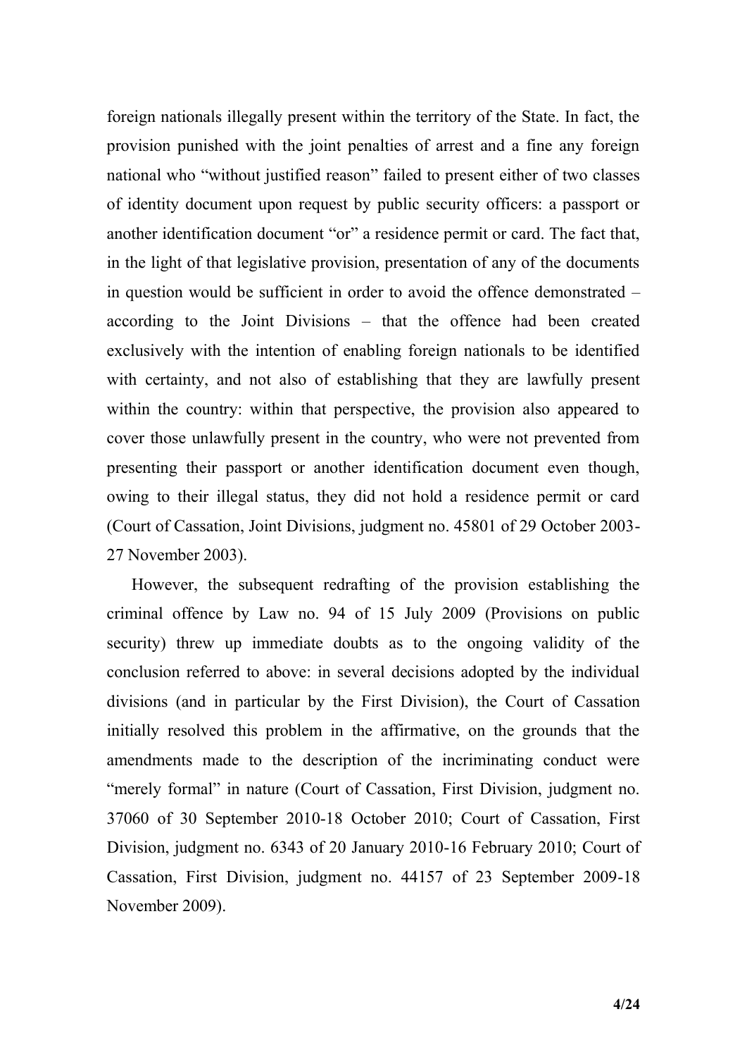foreign nationals illegally present within the territory of the State. In fact, the provision punished with the joint penalties of arrest and a fine any foreign national who "without justified reason" failed to present either of two classes of identity document upon request by public security officers: a passport or another identification document "or" a residence permit or card. The fact that, in the light of that legislative provision, presentation of any of the documents in question would be sufficient in order to avoid the offence demonstrated – according to the Joint Divisions – that the offence had been created exclusively with the intention of enabling foreign nationals to be identified with certainty, and not also of establishing that they are lawfully present within the country: within that perspective, the provision also appeared to cover those unlawfully present in the country, who were not prevented from presenting their passport or another identification document even though, owing to their illegal status, they did not hold a residence permit or card (Court of Cassation, Joint Divisions, judgment no. 45801 of 29 October 2003-27 November 2003).

However, the subsequent redrafting of the provision establishing the criminal offence by Law no. 94 of 15 July 2009 (Provisions on public security) threw up immediate doubts as to the ongoing validity of the conclusion referred to above: in several decisions adopted by the individual divisions (and in particular by the First Division), the Court of Cassation initially resolved this problem in the affirmative, on the grounds that the amendments made to the description of the incriminating conduct were "merely formal" in nature (Court of Cassation, First Division, judgment no. 37060 of 30 September 2010-18 October 2010; Court of Cassation, First Division, judgment no. 6343 of 20 January 2010-16 February 2010; Court of Cassation, First Division, judgment no. 44157 of 23 September 2009-18 November 2009).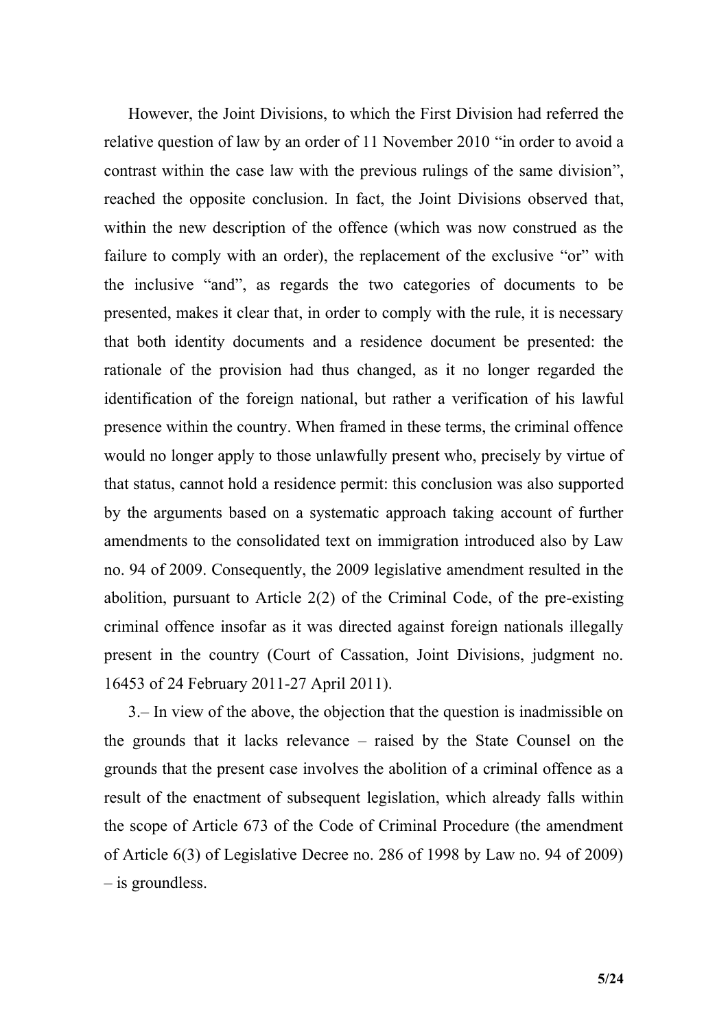However, the Joint Divisions, to which the First Division had referred the relative question of law by an order of 11 November 2010 "in order to avoid a contrast within the case law with the previous rulings of the same division", reached the opposite conclusion. In fact, the Joint Divisions observed that, within the new description of the offence (which was now construed as the failure to comply with an order), the replacement of the exclusive "or" with the inclusive "and", as regards the two categories of documents to be presented, makes it clear that, in order to comply with the rule, it is necessary that both identity documents and a residence document be presented: the rationale of the provision had thus changed, as it no longer regarded the identification of the foreign national, but rather a verification of his lawful presence within the country. When framed in these terms, the criminal offence would no longer apply to those unlawfully present who, precisely by virtue of that status, cannot hold a residence permit: this conclusion was also supported by the arguments based on a systematic approach taking account of further amendments to the consolidated text on immigration introduced also by Law no. 94 of 2009. Consequently, the 2009 legislative amendment resulted in the abolition, pursuant to Article 2(2) of the Criminal Code, of the pre-existing criminal offence insofar as it was directed against foreign nationals illegally present in the country (Court of Cassation, Joint Divisions, judgment no. 16453 of 24 February 2011-27 April 2011).

3.– In view of the above, the objection that the question is inadmissible on the grounds that it lacks relevance – raised by the State Counsel on the grounds that the present case involves the abolition of a criminal offence as a result of the enactment of subsequent legislation, which already falls within the scope of Article 673 of the Code of Criminal Procedure (the amendment of Article 6(3) of Legislative Decree no. 286 of 1998 by Law no. 94 of 2009) – is groundless.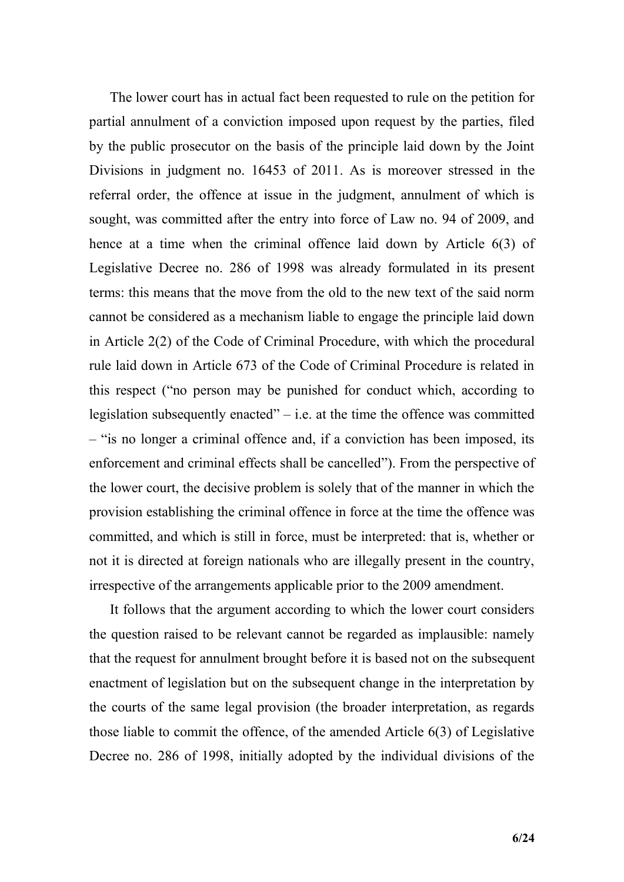The lower court has in actual fact been requested to rule on the petition for partial annulment of a conviction imposed upon request by the parties, filed by the public prosecutor on the basis of the principle laid down by the Joint Divisions in judgment no. 16453 of 2011. As is moreover stressed in the referral order, the offence at issue in the judgment, annulment of which is sought, was committed after the entry into force of Law no. 94 of 2009, and hence at a time when the criminal offence laid down by Article 6(3) of Legislative Decree no. 286 of 1998 was already formulated in its present terms: this means that the move from the old to the new text of the said norm cannot be considered as a mechanism liable to engage the principle laid down in Article 2(2) of the Code of Criminal Procedure, with which the procedural rule laid down in Article 673 of the Code of Criminal Procedure is related in this respect ("no person may be punished for conduct which, according to legislation subsequently enacted" – i.e. at the time the offence was committed – "is no longer a criminal offence and, if a conviction has been imposed, its enforcement and criminal effects shall be cancelled"). From the perspective of the lower court, the decisive problem is solely that of the manner in which the provision establishing the criminal offence in force at the time the offence was committed, and which is still in force, must be interpreted: that is, whether or not it is directed at foreign nationals who are illegally present in the country, irrespective of the arrangements applicable prior to the 2009 amendment.

It follows that the argument according to which the lower court considers the question raised to be relevant cannot be regarded as implausible: namely that the request for annulment brought before it is based not on the subsequent enactment of legislation but on the subsequent change in the interpretation by the courts of the same legal provision (the broader interpretation, as regards those liable to commit the offence, of the amended Article 6(3) of Legislative Decree no. 286 of 1998, initially adopted by the individual divisions of the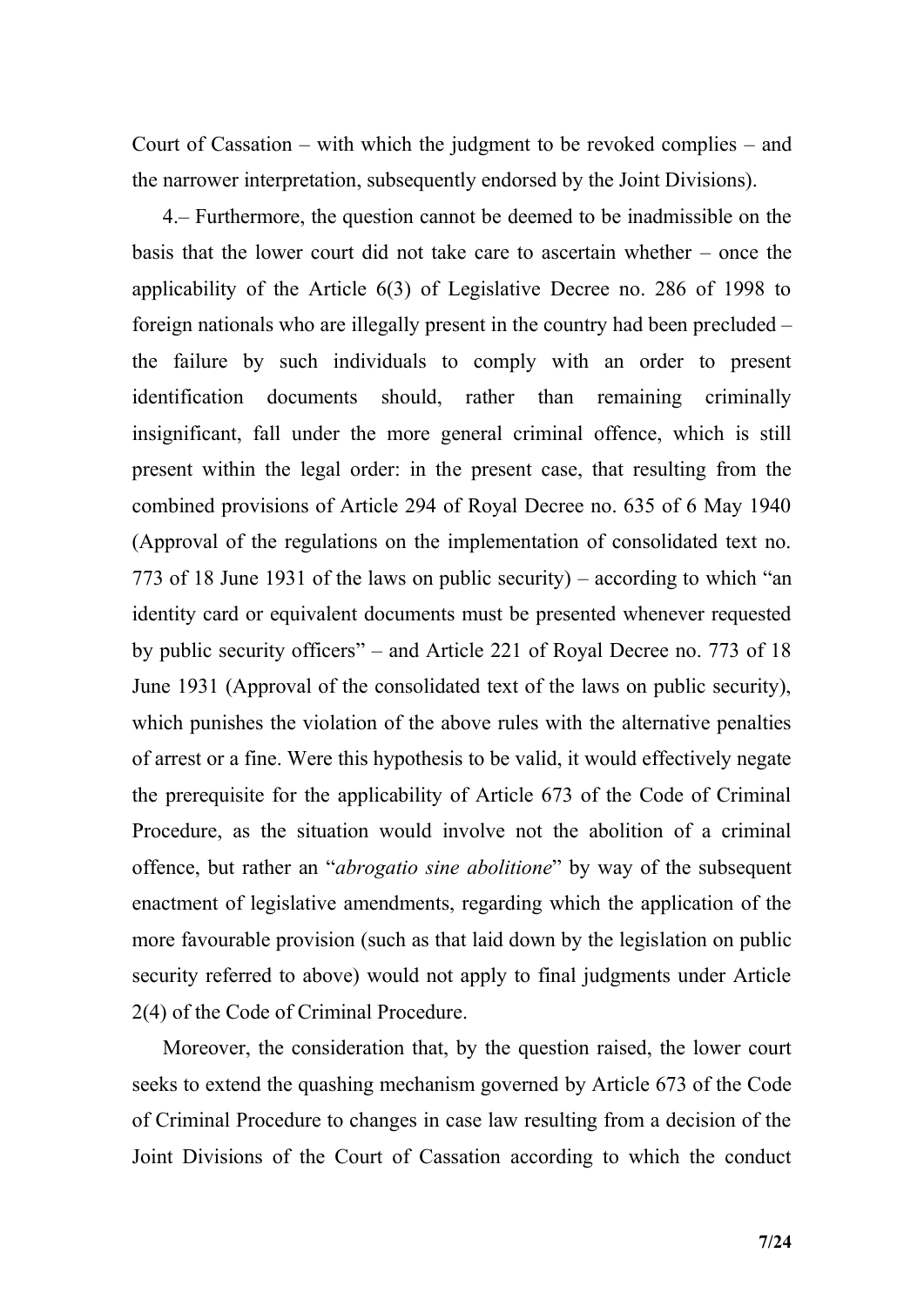Court of Cassation – with which the judgment to be revoked complies – and the narrower interpretation, subsequently endorsed by the Joint Divisions).

4.– Furthermore, the question cannot be deemed to be inadmissible on the basis that the lower court did not take care to ascertain whether – once the applicability of the Article 6(3) of Legislative Decree no. 286 of 1998 to foreign nationals who are illegally present in the country had been precluded – the failure by such individuals to comply with an order to present identification documents should, rather than remaining criminally insignificant, fall under the more general criminal offence, which is still present within the legal order: in the present case, that resulting from the combined provisions of Article 294 of Royal Decree no. 635 of 6 May 1940 (Approval of the regulations on the implementation of consolidated text no. 773 of 18 June 1931 of the laws on public security) – according to which "an identity card or equivalent documents must be presented whenever requested by public security officers" – and Article 221 of Royal Decree no. 773 of 18 June 1931 (Approval of the consolidated text of the laws on public security), which punishes the violation of the above rules with the alternative penalties of arrest or a fine. Were this hypothesis to be valid, it would effectively negate the prerequisite for the applicability of Article 673 of the Code of Criminal Procedure, as the situation would involve not the abolition of a criminal offence, but rather an "*abrogatio sine abolitione*" by way of the subsequent enactment of legislative amendments, regarding which the application of the more favourable provision (such as that laid down by the legislation on public security referred to above) would not apply to final judgments under Article 2(4) of the Code of Criminal Procedure.

Moreover, the consideration that, by the question raised, the lower court seeks to extend the quashing mechanism governed by Article 673 of the Code of Criminal Procedure to changes in case law resulting from a decision of the Joint Divisions of the Court of Cassation according to which the conduct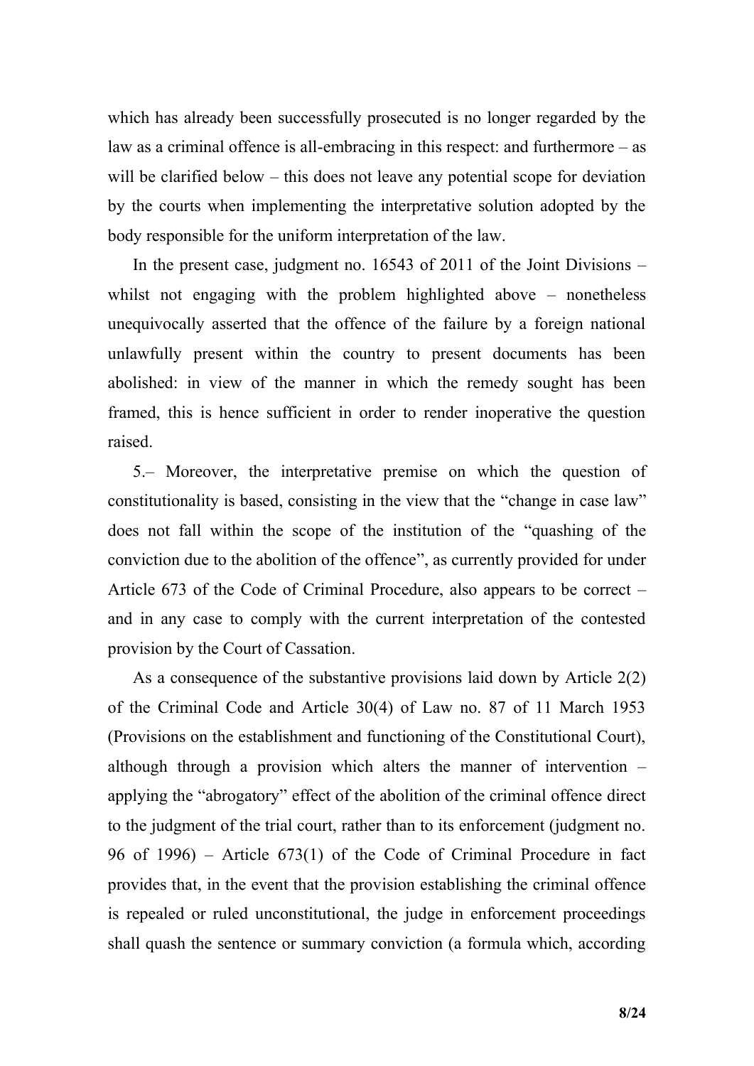which has already been successfully prosecuted is no longer regarded by the law as a criminal offence is all-embracing in this respect: and furthermore – as will be clarified below – this does not leave any potential scope for deviation by the courts when implementing the interpretative solution adopted by the body responsible for the uniform interpretation of the law.

In the present case, judgment no. 16543 of 2011 of the Joint Divisions – whilst not engaging with the problem highlighted above – nonetheless unequivocally asserted that the offence of the failure by a foreign national unlawfully present within the country to present documents has been abolished: in view of the manner in which the remedy sought has been framed, this is hence sufficient in order to render inoperative the question raised.

5.– Moreover, the interpretative premise on which the question of constitutionality is based, consisting in the view that the "change in case law" does not fall within the scope of the institution of the "quashing of the conviction due to the abolition of the offence", as currently provided for under Article 673 of the Code of Criminal Procedure, also appears to be correct – and in any case to comply with the current interpretation of the contested provision by the Court of Cassation.

As a consequence of the substantive provisions laid down by Article 2(2) of the Criminal Code and Article 30(4) of Law no. 87 of 11 March 1953 (Provisions on the establishment and functioning of the Constitutional Court), although through a provision which alters the manner of intervention – applying the "abrogatory" effect of the abolition of the criminal offence direct to the judgment of the trial court, rather than to its enforcement (judgment no. 96 of 1996) – Article 673(1) of the Code of Criminal Procedure in fact provides that, in the event that the provision establishing the criminal offence is repealed or ruled unconstitutional, the judge in enforcement proceedings shall quash the sentence or summary conviction (a formula which, according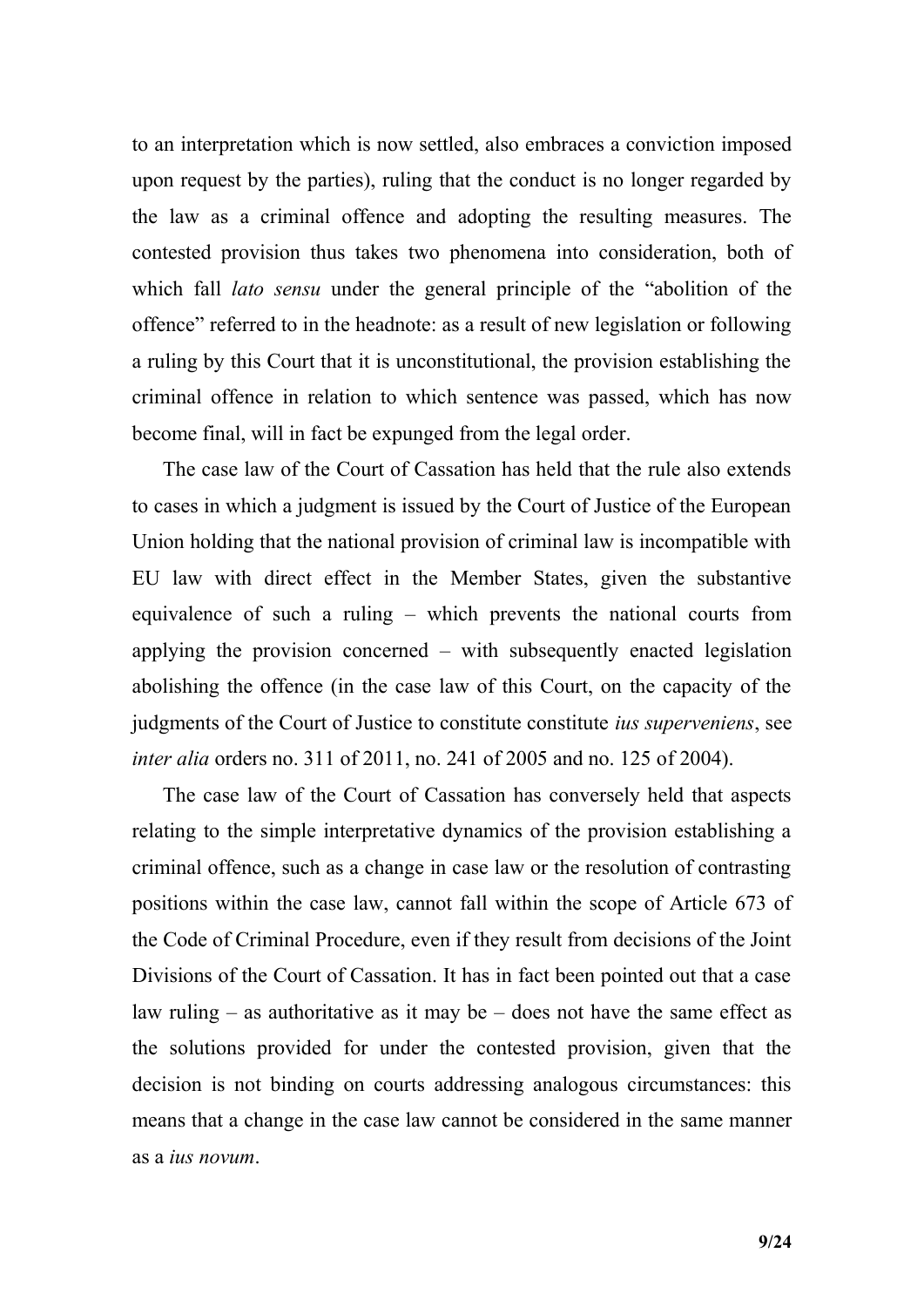to an interpretation which is now settled, also embraces a conviction imposed upon request by the parties), ruling that the conduct is no longer regarded by the law as a criminal offence and adopting the resulting measures. The contested provision thus takes two phenomena into consideration, both of which fall *lato sensu* under the general principle of the "abolition of the offence" referred to in the headnote: as a result of new legislation or following a ruling by this Court that it is unconstitutional, the provision establishing the criminal offence in relation to which sentence was passed, which has now become final, will in fact be expunged from the legal order.

The case law of the Court of Cassation has held that the rule also extends to cases in which a judgment is issued by the Court of Justice of the European Union holding that the national provision of criminal law is incompatible with EU law with direct effect in the Member States, given the substantive equivalence of such a ruling – which prevents the national courts from applying the provision concerned – with subsequently enacted legislation abolishing the offence (in the case law of this Court, on the capacity of the judgments of the Court of Justice to constitute constitute *ius superveniens*, see *inter alia* orders no. 311 of 2011, no. 241 of 2005 and no. 125 of 2004).

The case law of the Court of Cassation has conversely held that aspects relating to the simple interpretative dynamics of the provision establishing a criminal offence, such as a change in case law or the resolution of contrasting positions within the case law, cannot fall within the scope of Article 673 of the Code of Criminal Procedure, even if they result from decisions of the Joint Divisions of the Court of Cassation. It has in fact been pointed out that a case law ruling – as authoritative as it may be – does not have the same effect as the solutions provided for under the contested provision, given that the decision is not binding on courts addressing analogous circumstances: this means that a change in the case law cannot be considered in the same manner as a *ius novum*.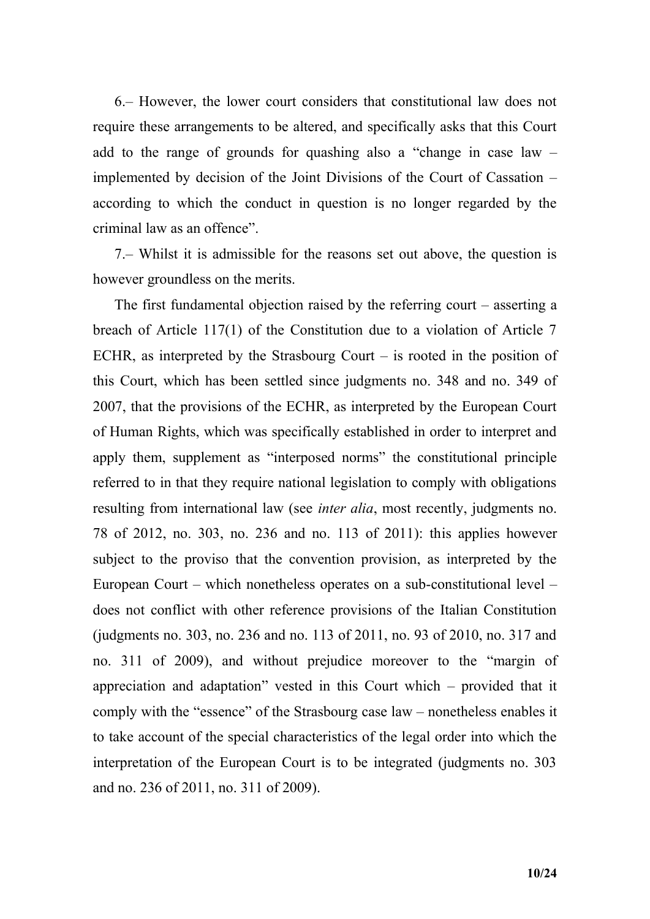6.– However, the lower court considers that constitutional law does not require these arrangements to be altered, and specifically asks that this Court add to the range of grounds for quashing also a "change in case law – implemented by decision of the Joint Divisions of the Court of Cassation – according to which the conduct in question is no longer regarded by the criminal law as an offence".

7.– Whilst it is admissible for the reasons set out above, the question is however groundless on the merits.

The first fundamental objection raised by the referring court – asserting a breach of Article 117(1) of the Constitution due to a violation of Article 7 ECHR, as interpreted by the Strasbourg Court – is rooted in the position of this Court, which has been settled since judgments no. 348 and no. 349 of 2007, that the provisions of the ECHR, as interpreted by the European Court of Human Rights, which was specifically established in order to interpret and apply them, supplement as "interposed norms" the constitutional principle referred to in that they require national legislation to comply with obligations resulting from international law (see *inter alia*, most recently, judgments no. 78 of 2012, no. 303, no. 236 and no. 113 of 2011): this applies however subject to the proviso that the convention provision, as interpreted by the European Court – which nonetheless operates on a sub-constitutional level – does not conflict with other reference provisions of the Italian Constitution (judgments no. 303, no. 236 and no. 113 of 2011, no. 93 of 2010, no. 317 and no. 311 of 2009), and without prejudice moreover to the "margin of appreciation and adaptation" vested in this Court which – provided that it comply with the "essence" of the Strasbourg case law – nonetheless enables it to take account of the special characteristics of the legal order into which the interpretation of the European Court is to be integrated (judgments no. 303 and no. 236 of 2011, no. 311 of 2009).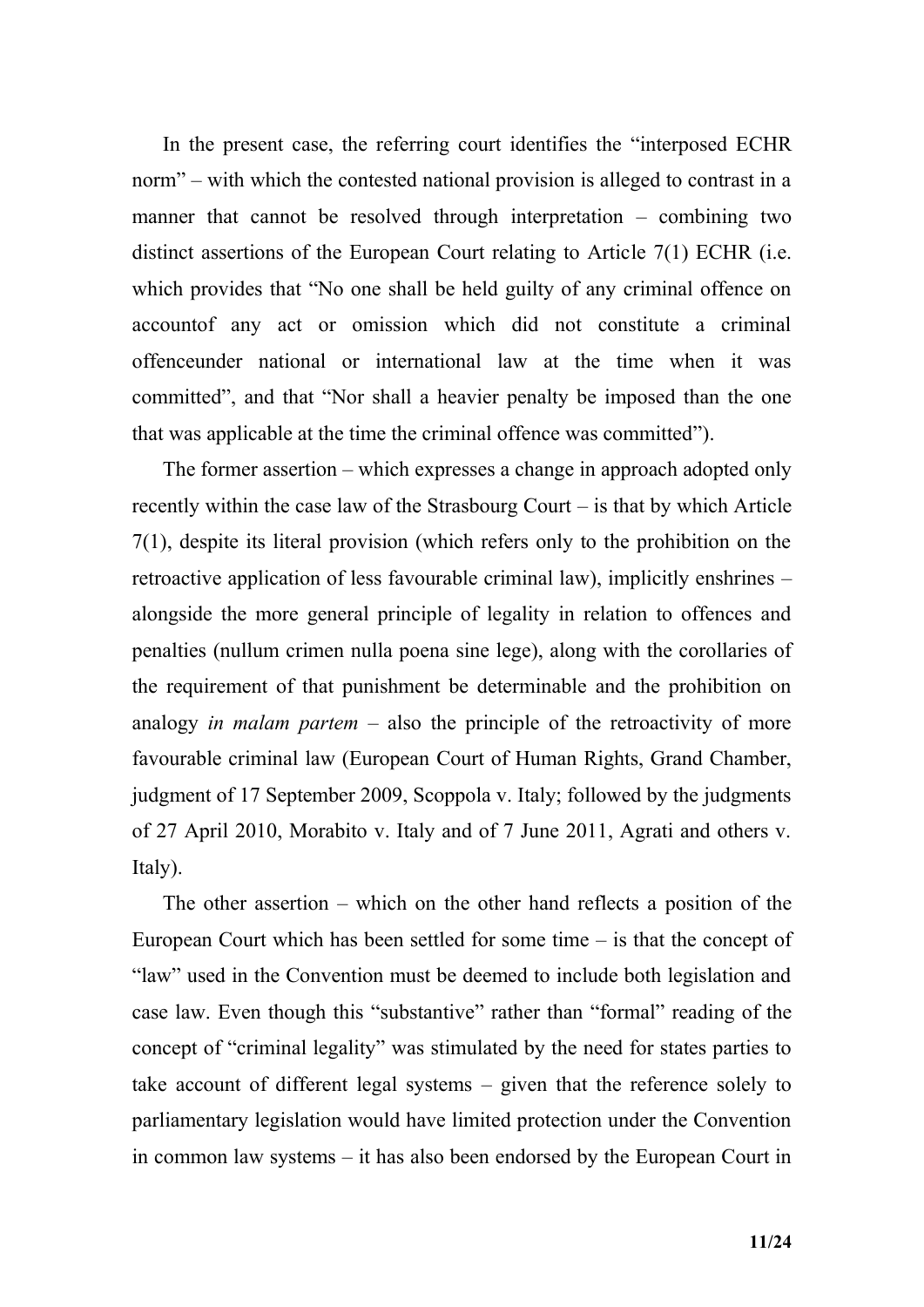In the present case, the referring court identifies the "interposed ECHR norm" – with which the contested national provision is alleged to contrast in a manner that cannot be resolved through interpretation – combining two distinct assertions of the European Court relating to Article 7(1) ECHR (i.e. which provides that "No one shall be held guilty of any criminal offence on accountof any act or omission which did not constitute a criminal offenceunder national or international law at the time when it was committed", and that "Nor shall a heavier penalty be imposed than the one that was applicable at the time the criminal offence was committed").

The former assertion – which expresses a change in approach adopted only recently within the case law of the Strasbourg Court – is that by which Article 7(1), despite its literal provision (which refers only to the prohibition on the retroactive application of less favourable criminal law), implicitly enshrines – alongside the more general principle of legality in relation to offences and penalties (nullum crimen nulla poena sine lege), along with the corollaries of the requirement of that punishment be determinable and the prohibition on analogy *in malam partem* – also the principle of the retroactivity of more favourable criminal law (European Court of Human Rights, Grand Chamber, judgment of 17 September 2009, Scoppola v. Italy; followed by the judgments of 27 April 2010, Morabito v. Italy and of 7 June 2011, Agrati and others v. Italy).

The other assertion – which on the other hand reflects a position of the European Court which has been settled for some time – is that the concept of "law" used in the Convention must be deemed to include both legislation and case law. Even though this "substantive" rather than "formal" reading of the concept of "criminal legality" was stimulated by the need for states parties to take account of different legal systems – given that the reference solely to parliamentary legislation would have limited protection under the Convention in common law systems – it has also been endorsed by the European Court in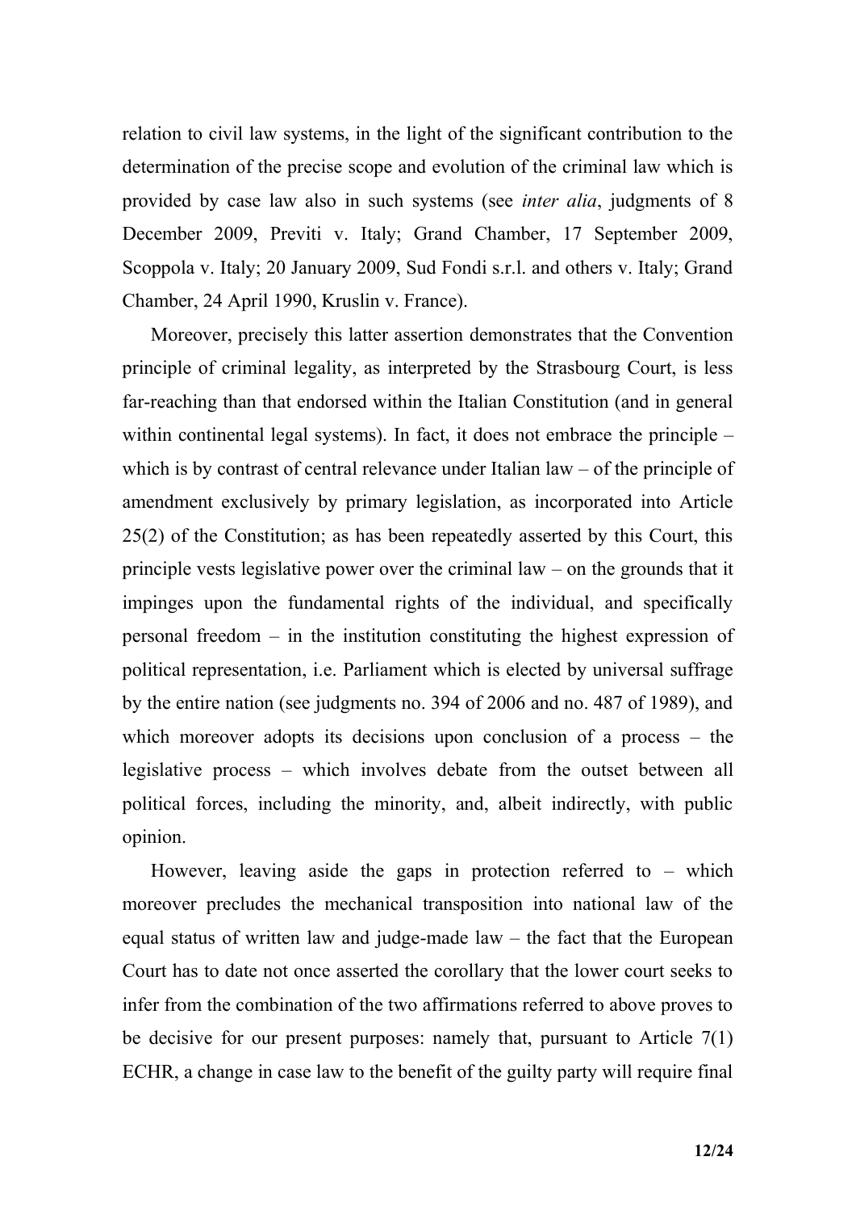relation to civil law systems, in the light of the significant contribution to the determination of the precise scope and evolution of the criminal law which is provided by case law also in such systems (see *inter alia*, judgments of 8 December 2009, Previti v. Italy; Grand Chamber, 17 September 2009, Scoppola v. Italy; 20 January 2009, Sud Fondi s.r.l. and others v. Italy; Grand Chamber, 24 April 1990, Kruslin v. France).

Moreover, precisely this latter assertion demonstrates that the Convention principle of criminal legality, as interpreted by the Strasbourg Court, is less far-reaching than that endorsed within the Italian Constitution (and in general within continental legal systems). In fact, it does not embrace the principle – which is by contrast of central relevance under Italian law – of the principle of amendment exclusively by primary legislation, as incorporated into Article 25(2) of the Constitution; as has been repeatedly asserted by this Court, this principle vests legislative power over the criminal law – on the grounds that it impinges upon the fundamental rights of the individual, and specifically personal freedom – in the institution constituting the highest expression of political representation, i.e. Parliament which is elected by universal suffrage by the entire nation (see judgments no. 394 of 2006 and no. 487 of 1989), and which moreover adopts its decisions upon conclusion of a process – the legislative process – which involves debate from the outset between all political forces, including the minority, and, albeit indirectly, with public opinion.

However, leaving aside the gaps in protection referred to – which moreover precludes the mechanical transposition into national law of the equal status of written law and judge-made law – the fact that the European Court has to date not once asserted the corollary that the lower court seeks to infer from the combination of the two affirmations referred to above proves to be decisive for our present purposes: namely that, pursuant to Article 7(1) ECHR, a change in case law to the benefit of the guilty party will require final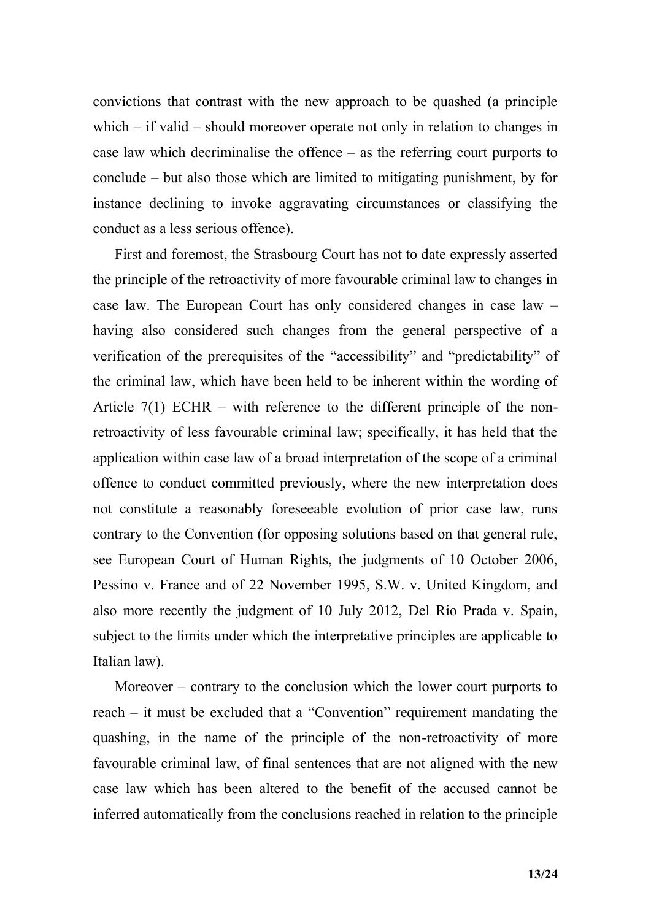convictions that contrast with the new approach to be quashed (a principle which – if valid – should moreover operate not only in relation to changes in case law which decriminalise the offence – as the referring court purports to conclude – but also those which are limited to mitigating punishment, by for instance declining to invoke aggravating circumstances or classifying the conduct as a less serious offence).

First and foremost, the Strasbourg Court has not to date expressly asserted the principle of the retroactivity of more favourable criminal law to changes in case law. The European Court has only considered changes in case law – having also considered such changes from the general perspective of a verification of the prerequisites of the "accessibility" and "predictability" of the criminal law, which have been held to be inherent within the wording of Article 7(1) ECHR – with reference to the different principle of the non-retroactivity of less favourable criminal law; specifically, it has held that the application within case law of a broad interpretation of the scope of a criminal offence to conduct committed previously, where the new interpretation does not constitute a reasonably foreseeable evolution of prior case law, runs contrary to the Convention (for opposing solutions based on that general rule, see European Court of Human Rights, the judgments of 10 October 2006, Pessino v. France and of 22 November 1995, S.W. v. United Kingdom, and also more recently the judgment of 10 July 2012, Del Rio Prada v. Spain, subject to the limits under which the interpretative principles are applicable to Italian law).

Moreover – contrary to the conclusion which the lower court purports to reach – it must be excluded that a "Convention" requirement mandating the quashing, in the name of the principle of the non-retroactivity of more favourable criminal law, of final sentences that are not aligned with the new case law which has been altered to the benefit of the accused cannot be inferred automatically from the conclusions reached in relation to the principle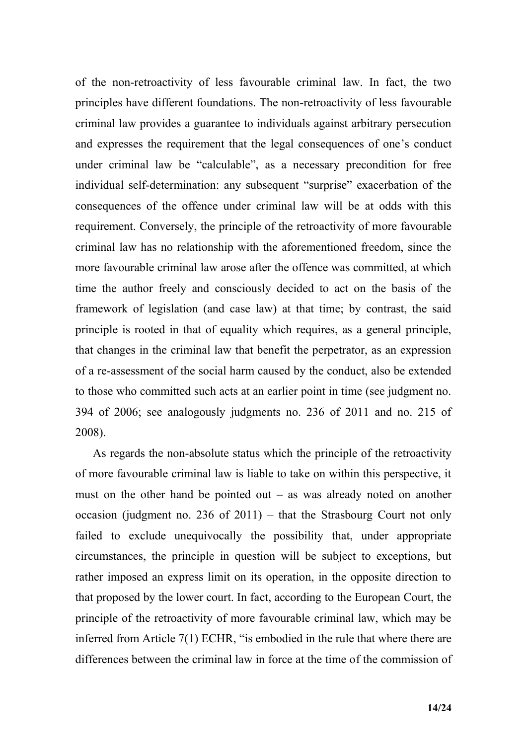of the non-retroactivity of less favourable criminal law. In fact, the two principles have different foundations. The non-retroactivity of less favourable criminal law provides a guarantee to individuals against arbitrary persecution and expresses the requirement that the legal consequences of one's conduct under criminal law be "calculable", as a necessary precondition for free individual self-determination: any subsequent "surprise" exacerbation of the consequences of the offence under criminal law will be at odds with this requirement. Conversely, the principle of the retroactivity of more favourable criminal law has no relationship with the aforementioned freedom, since the more favourable criminal law arose after the offence was committed, at which time the author freely and consciously decided to act on the basis of the framework of legislation (and case law) at that time; by contrast, the said principle is rooted in that of equality which requires, as a general principle, that changes in the criminal law that benefit the perpetrator, as an expression of a re-assessment of the social harm caused by the conduct, also be extended to those who committed such acts at an earlier point in time (see judgment no. 394 of 2006; see analogously judgments no. 236 of 2011 and no. 215 of 2008).

As regards the non-absolute status which the principle of the retroactivity of more favourable criminal law is liable to take on within this perspective, it must on the other hand be pointed out – as was already noted on another occasion (judgment no. 236 of 2011) – that the Strasbourg Court not only failed to exclude unequivocally the possibility that, under appropriate circumstances, the principle in question will be subject to exceptions, but rather imposed an express limit on its operation, in the opposite direction to that proposed by the lower court. In fact, according to the European Court, the principle of the retroactivity of more favourable criminal law, which may be inferred from Article 7(1) ECHR, "is embodied in the rule that where there are differences between the criminal law in force at the time of the commission of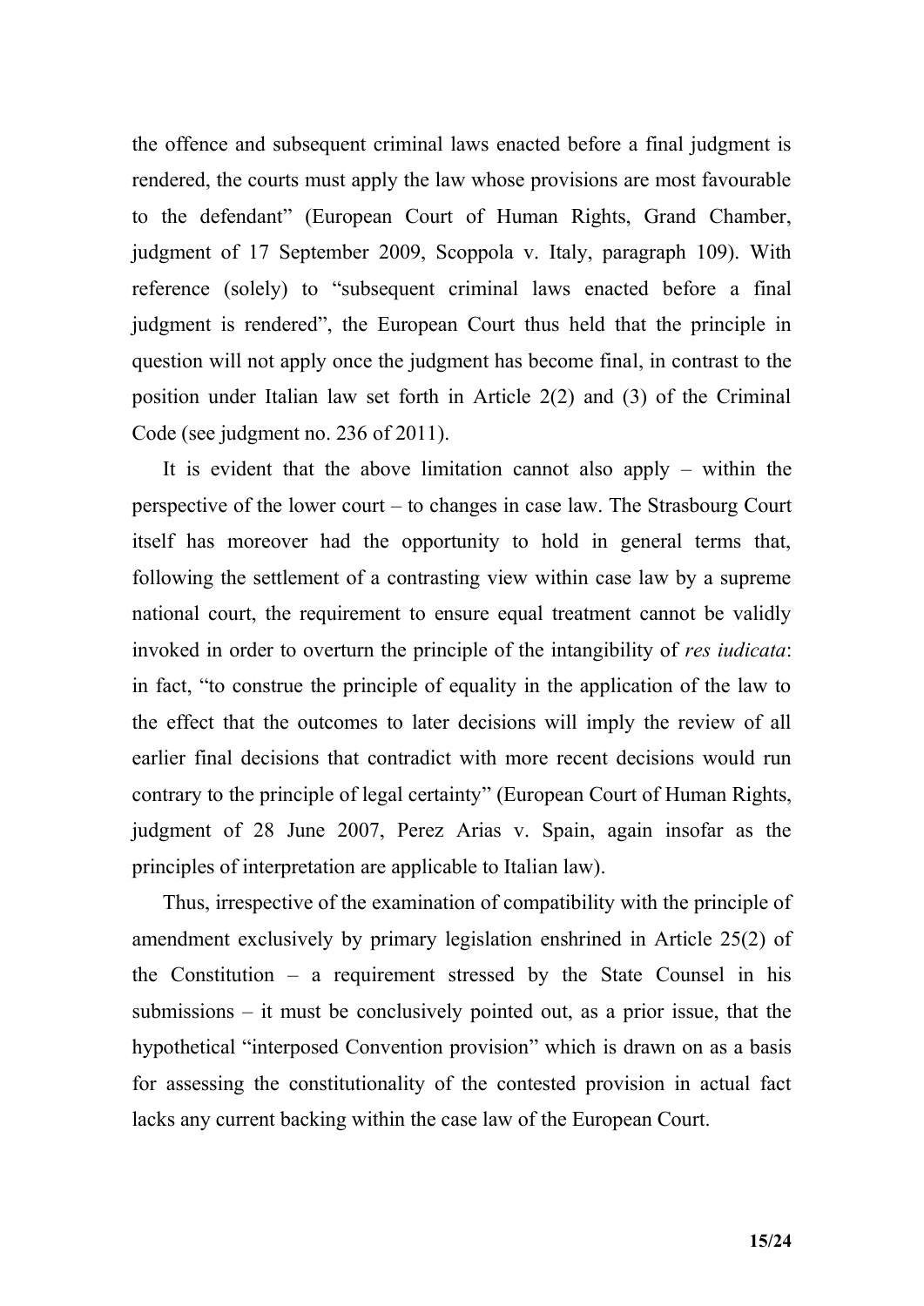the offence and subsequent criminal laws enacted before a final judgment is rendered, the courts must apply the law whose provisions are most favourable to the defendant" (European Court of Human Rights, Grand Chamber, judgment of 17 September 2009, Scoppola v. Italy, paragraph 109). With reference (solely) to "subsequent criminal laws enacted before a final judgment is rendered", the European Court thus held that the principle in question will not apply once the judgment has become final, in contrast to the position under Italian law set forth in Article 2(2) and (3) of the Criminal Code (see judgment no. 236 of 2011).

It is evident that the above limitation cannot also apply – within the perspective of the lower court – to changes in case law. The Strasbourg Court itself has moreover had the opportunity to hold in general terms that, following the settlement of a contrasting view within case law by a supreme national court, the requirement to ensure equal treatment cannot be validly invoked in order to overturn the principle of the intangibility of *res iudicata*: in fact, "to construe the principle of equality in the application of the law to the effect that the outcomes to later decisions will imply the review of all earlier final decisions that contradict with more recent decisions would run contrary to the principle of legal certainty" (European Court of Human Rights, judgment of 28 June 2007, Perez Arias v. Spain, again insofar as the principles of interpretation are applicable to Italian law).

Thus, irrespective of the examination of compatibility with the principle of amendment exclusively by primary legislation enshrined in Article 25(2) of the Constitution – a requirement stressed by the State Counsel in his submissions – it must be conclusively pointed out, as a prior issue, that the hypothetical "interposed Convention provision" which is drawn on as a basis for assessing the constitutionality of the contested provision in actual fact lacks any current backing within the case law of the European Court.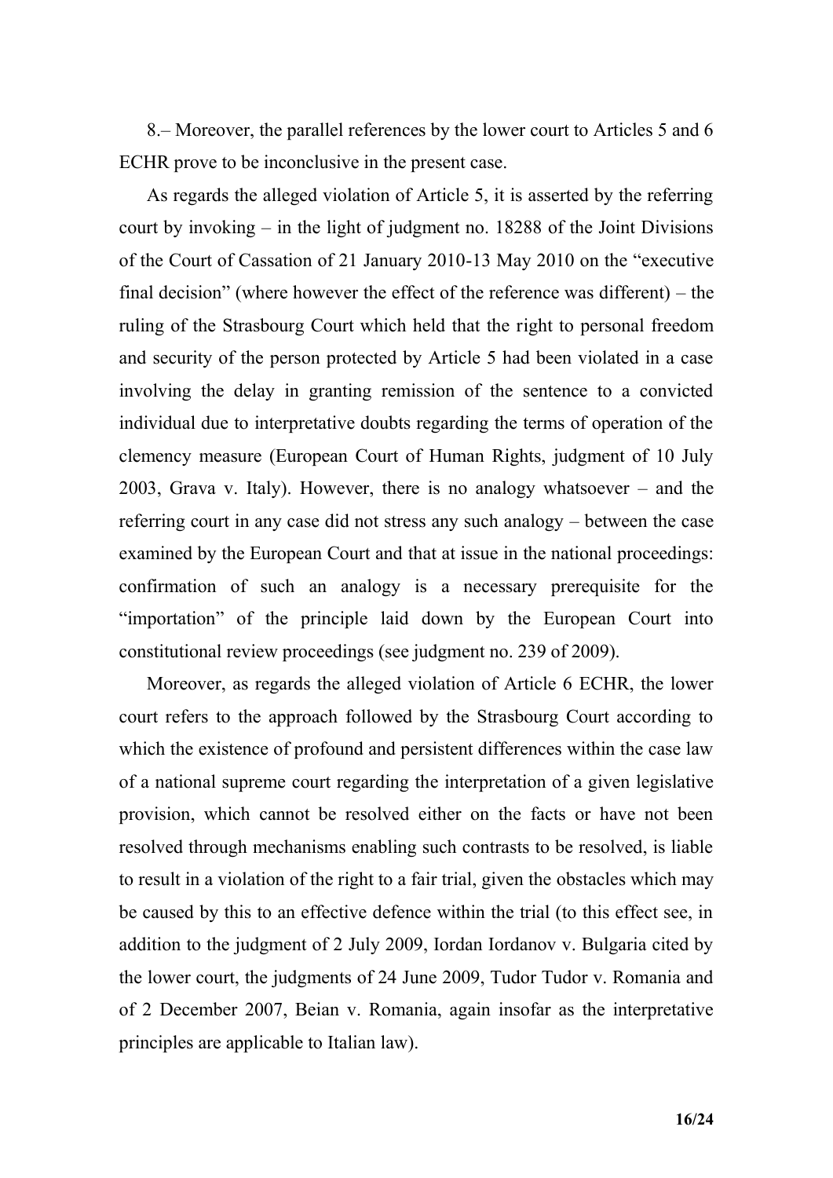8.– Moreover, the parallel references by the lower court to Articles 5 and 6 ECHR prove to be inconclusive in the present case.

As regards the alleged violation of Article 5, it is asserted by the referring court by invoking – in the light of judgment no. 18288 of the Joint Divisions of the Court of Cassation of 21 January 2010-13 May 2010 on the "executive final decision" (where however the effect of the reference was different) – the ruling of the Strasbourg Court which held that the right to personal freedom and security of the person protected by Article 5 had been violated in a case involving the delay in granting remission of the sentence to a convicted individual due to interpretative doubts regarding the terms of operation of the clemency measure (European Court of Human Rights, judgment of 10 July 2003, Grava v. Italy). However, there is no analogy whatsoever – and the referring court in any case did not stress any such analogy – between the case examined by the European Court and that at issue in the national proceedings: confirmation of such an analogy is a necessary prerequisite for the "importation" of the principle laid down by the European Court into constitutional review proceedings (see judgment no. 239 of 2009).

Moreover, as regards the alleged violation of Article 6 ECHR, the lower court refers to the approach followed by the Strasbourg Court according to which the existence of profound and persistent differences within the case law of a national supreme court regarding the interpretation of a given legislative provision, which cannot be resolved either on the facts or have not been resolved through mechanisms enabling such contrasts to be resolved, is liable to result in a violation of the right to a fair trial, given the obstacles which may be caused by this to an effective defence within the trial (to this effect see, in addition to the judgment of 2 July 2009, Iordan Iordanov v. Bulgaria cited by the lower court, the judgments of 24 June 2009, Tudor Tudor v. Romania and of 2 December 2007, Beian v. Romania, again insofar as the interpretative principles are applicable to Italian law).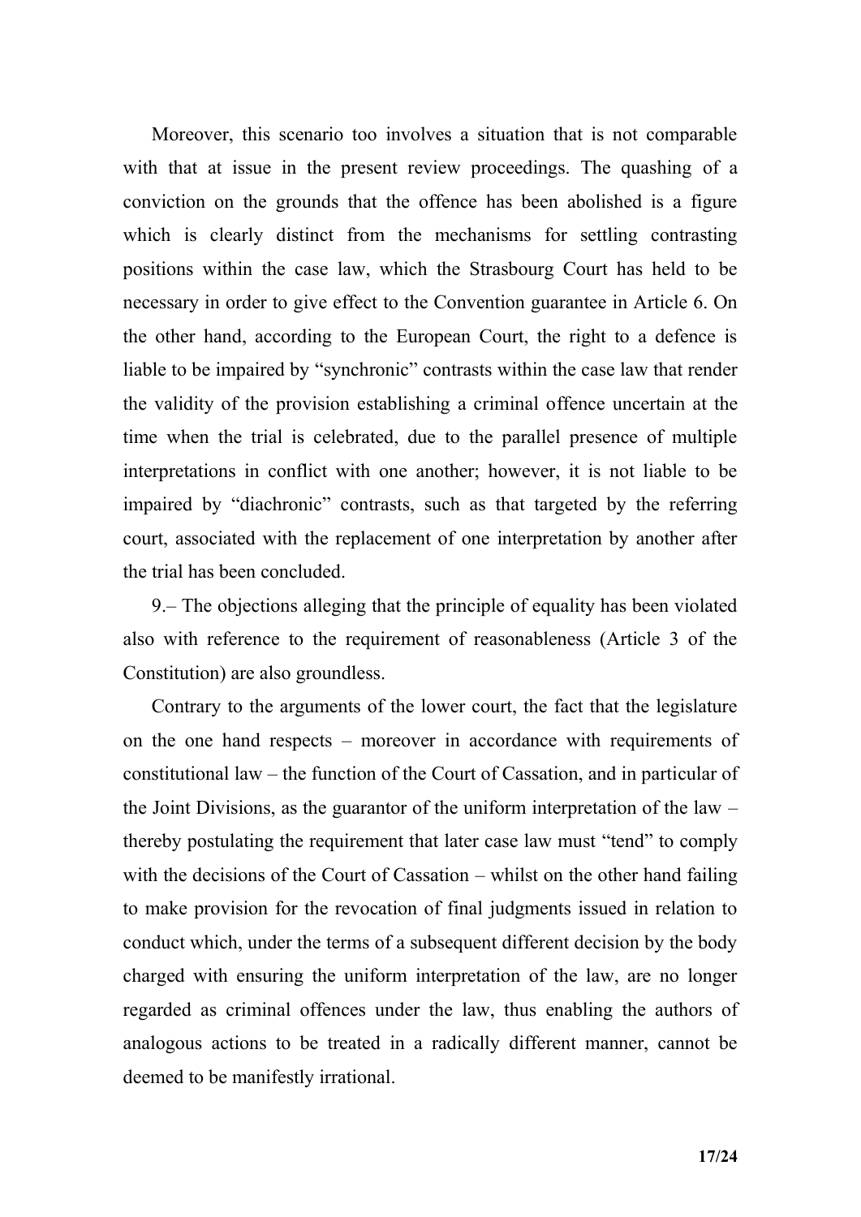Moreover, this scenario too involves a situation that is not comparable with that at issue in the present review proceedings. The quashing of a conviction on the grounds that the offence has been abolished is a figure which is clearly distinct from the mechanisms for settling contrasting positions within the case law, which the Strasbourg Court has held to be necessary in order to give effect to the Convention guarantee in Article 6. On the other hand, according to the European Court, the right to a defence is liable to be impaired by "synchronic" contrasts within the case law that render the validity of the provision establishing a criminal offence uncertain at the time when the trial is celebrated, due to the parallel presence of multiple interpretations in conflict with one another; however, it is not liable to be impaired by "diachronic" contrasts, such as that targeted by the referring court, associated with the replacement of one interpretation by another after the trial has been concluded.

9.– The objections alleging that the principle of equality has been violated also with reference to the requirement of reasonableness (Article 3 of the Constitution) are also groundless.

Contrary to the arguments of the lower court, the fact that the legislature on the one hand respects – moreover in accordance with requirements of constitutional law – the function of the Court of Cassation, and in particular of the Joint Divisions, as the guarantor of the uniform interpretation of the law – thereby postulating the requirement that later case law must "tend" to comply with the decisions of the Court of Cassation – whilst on the other hand failing to make provision for the revocation of final judgments issued in relation to conduct which, under the terms of a subsequent different decision by the body charged with ensuring the uniform interpretation of the law, are no longer regarded as criminal offences under the law, thus enabling the authors of analogous actions to be treated in a radically different manner, cannot be deemed to be manifestly irrational.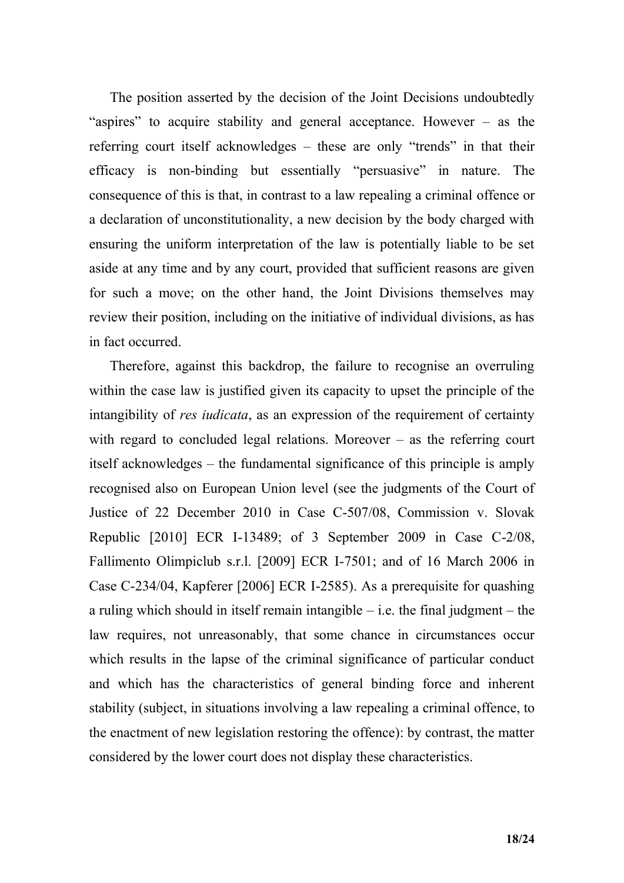The position asserted by the decision of the Joint Decisions undoubtedly "aspires" to acquire stability and general acceptance. However – as the referring court itself acknowledges – these are only "trends" in that their efficacy is non-binding but essentially "persuasive" in nature. The consequence of this is that, in contrast to a law repealing a criminal offence or a declaration of unconstitutionality, a new decision by the body charged with ensuring the uniform interpretation of the law is potentially liable to be set aside at any time and by any court, provided that sufficient reasons are given for such a move; on the other hand, the Joint Divisions themselves may review their position, including on the initiative of individual divisions, as has in fact occurred.

Therefore, against this backdrop, the failure to recognise an overruling within the case law is justified given its capacity to upset the principle of the intangibility of *res iudicata*, as an expression of the requirement of certainty with regard to concluded legal relations. Moreover – as the referring court itself acknowledges – the fundamental significance of this principle is amply recognised also on European Union level (see the judgments of the Court of Justice of 22 December 2010 in Case C-507/08, Commission v. Slovak Republic [2010] ECR I-13489; of 3 September 2009 in Case C-2/08, Fallimento Olimpiclub s.r.l. [2009] ECR I-7501; and of 16 March 2006 in Case C-234/04, Kapferer [2006] ECR I-2585). As a prerequisite for quashing a ruling which should in itself remain intangible – i.e. the final judgment – the law requires, not unreasonably, that some chance in circumstances occur which results in the lapse of the criminal significance of particular conduct and which has the characteristics of general binding force and inherent stability (subject, in situations involving a law repealing a criminal offence, to the enactment of new legislation restoring the offence): by contrast, the matter considered by the lower court does not display these characteristics.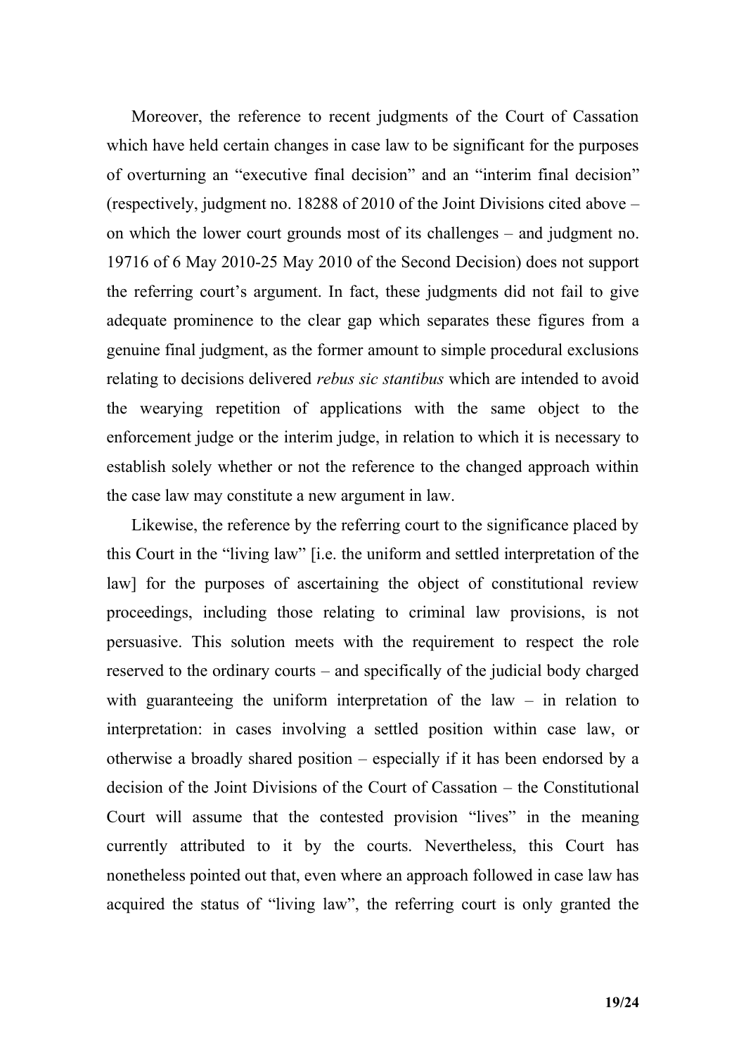Moreover, the reference to recent judgments of the Court of Cassation which have held certain changes in case law to be significant for the purposes of overturning an "executive final decision" and an "interim final decision" (respectively, judgment no. 18288 of 2010 of the Joint Divisions cited above – on which the lower court grounds most of its challenges – and judgment no. 19716 of 6 May 2010-25 May 2010 of the Second Decision) does not support the referring court's argument. In fact, these judgments did not fail to give adequate prominence to the clear gap which separates these figures from a genuine final judgment, as the former amount to simple procedural exclusions relating to decisions delivered *rebus sic stantibus* which are intended to avoid the wearying repetition of applications with the same object to the enforcement judge or the interim judge, in relation to which it is necessary to establish solely whether or not the reference to the changed approach within the case law may constitute a new argument in law.

Likewise, the reference by the referring court to the significance placed by this Court in the "living law" [i.e. the uniform and settled interpretation of the law] for the purposes of ascertaining the object of constitutional review proceedings, including those relating to criminal law provisions, is not persuasive. This solution meets with the requirement to respect the role reserved to the ordinary courts – and specifically of the judicial body charged with guaranteeing the uniform interpretation of the law – in relation to interpretation: in cases involving a settled position within case law, or otherwise a broadly shared position – especially if it has been endorsed by a decision of the Joint Divisions of the Court of Cassation – the Constitutional Court will assume that the contested provision "lives" in the meaning currently attributed to it by the courts. Nevertheless, this Court has nonetheless pointed out that, even where an approach followed in case law has acquired the status of "living law", the referring court is only granted the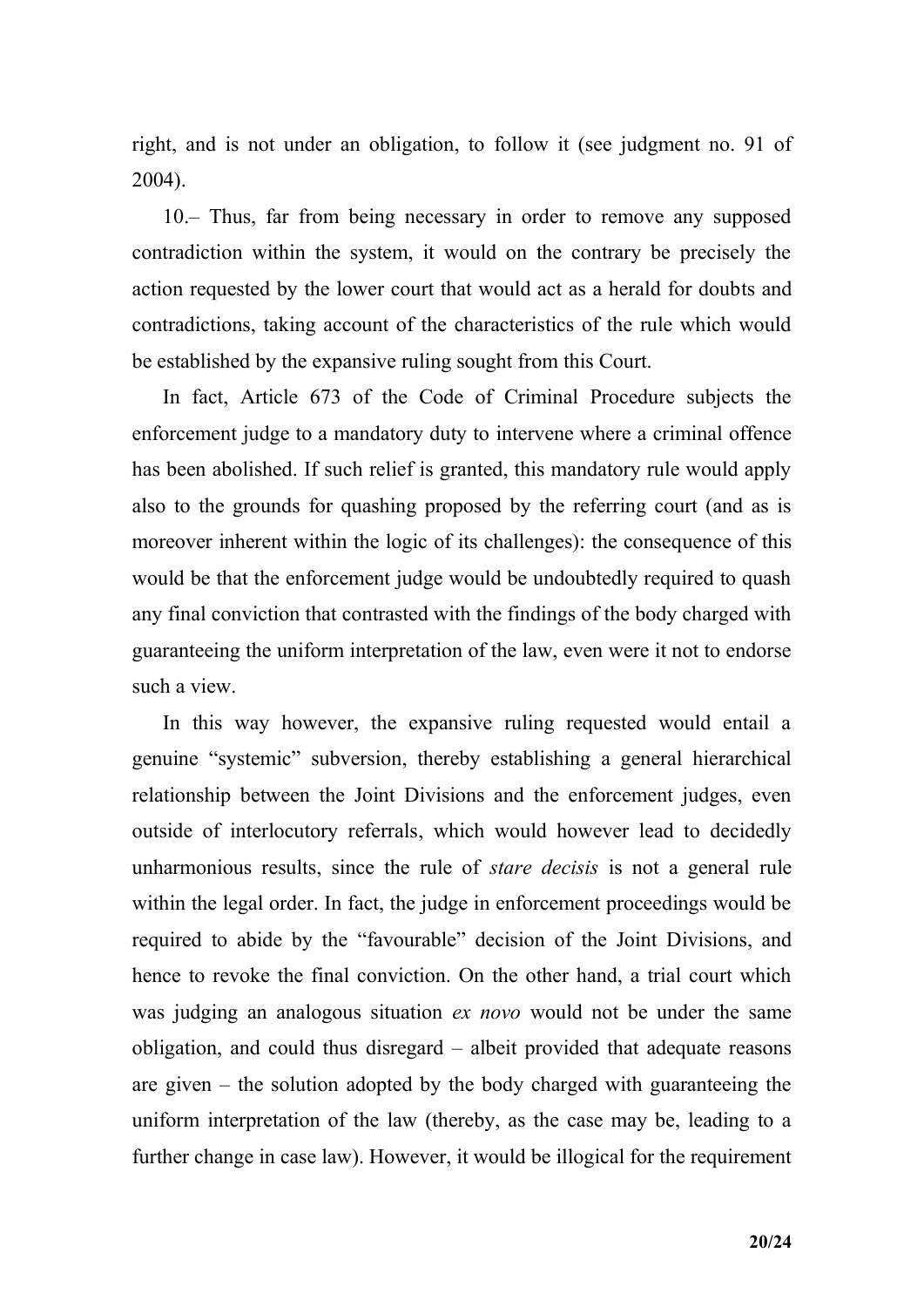right, and is not under an obligation, to follow it (see judgment no. 91 of 2004).

10.– Thus, far from being necessary in order to remove any supposed contradiction within the system, it would on the contrary be precisely the action requested by the lower court that would act as a herald for doubts and contradictions, taking account of the characteristics of the rule which would be established by the expansive ruling sought from this Court.

In fact, Article 673 of the Code of Criminal Procedure subjects the enforcement judge to a mandatory duty to intervene where a criminal offence has been abolished. If such relief is granted, this mandatory rule would apply also to the grounds for quashing proposed by the referring court (and as is moreover inherent within the logic of its challenges): the consequence of this would be that the enforcement judge would be undoubtedly required to quash any final conviction that contrasted with the findings of the body charged with guaranteeing the uniform interpretation of the law, even were it not to endorse such a view.

In this way however, the expansive ruling requested would entail a genuine "systemic" subversion, thereby establishing a general hierarchical relationship between the Joint Divisions and the enforcement judges, even outside of interlocutory referrals, which would however lead to decidedly unharmonious results, since the rule of *stare decisis* is not a general rule within the legal order. In fact, the judge in enforcement proceedings would be required to abide by the "favourable" decision of the Joint Divisions, and hence to revoke the final conviction. On the other hand, a trial court which was judging an analogous situation *ex novo* would not be under the same obligation, and could thus disregard – albeit provided that adequate reasons are given – the solution adopted by the body charged with guaranteeing the uniform interpretation of the law (thereby, as the case may be, leading to a further change in case law). However, it would be illogical for the requirement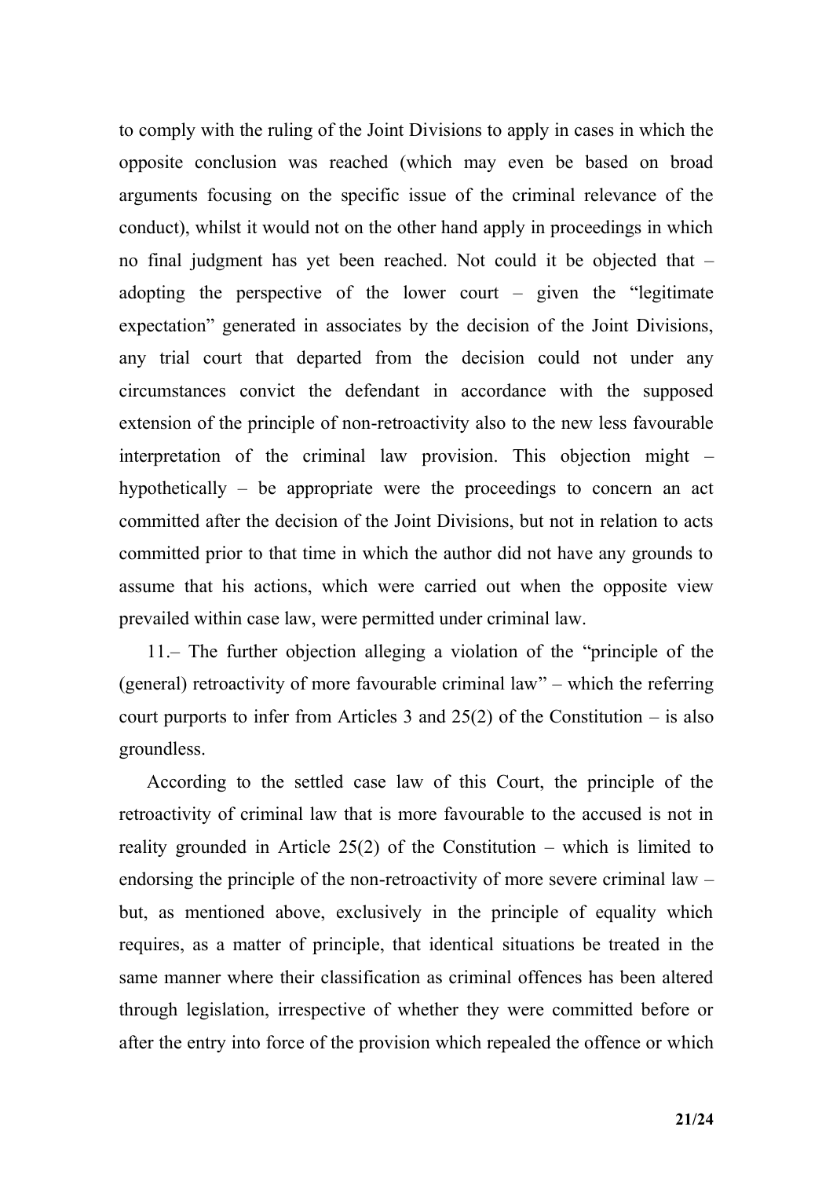to comply with the ruling of the Joint Divisions to apply in cases in which the opposite conclusion was reached (which may even be based on broad arguments focusing on the specific issue of the criminal relevance of the conduct), whilst it would not on the other hand apply in proceedings in which no final judgment has yet been reached. Not could it be objected that – adopting the perspective of the lower court – given the "legitimate expectation" generated in associates by the decision of the Joint Divisions, any trial court that departed from the decision could not under any circumstances convict the defendant in accordance with the supposed extension of the principle of non-retroactivity also to the new less favourable interpretation of the criminal law provision. This objection might – hypothetically – be appropriate were the proceedings to concern an act committed after the decision of the Joint Divisions, but not in relation to acts committed prior to that time in which the author did not have any grounds to assume that his actions, which were carried out when the opposite view prevailed within case law, were permitted under criminal law.

11.– The further objection alleging a violation of the "principle of the (general) retroactivity of more favourable criminal law" – which the referring court purports to infer from Articles 3 and 25(2) of the Constitution – is also groundless.

According to the settled case law of this Court, the principle of the retroactivity of criminal law that is more favourable to the accused is not in reality grounded in Article 25(2) of the Constitution – which is limited to endorsing the principle of the non-retroactivity of more severe criminal law – but, as mentioned above, exclusively in the principle of equality which requires, as a matter of principle, that identical situations be treated in the same manner where their classification as criminal offences has been altered through legislation, irrespective of whether they were committed before or after the entry into force of the provision which repealed the offence or which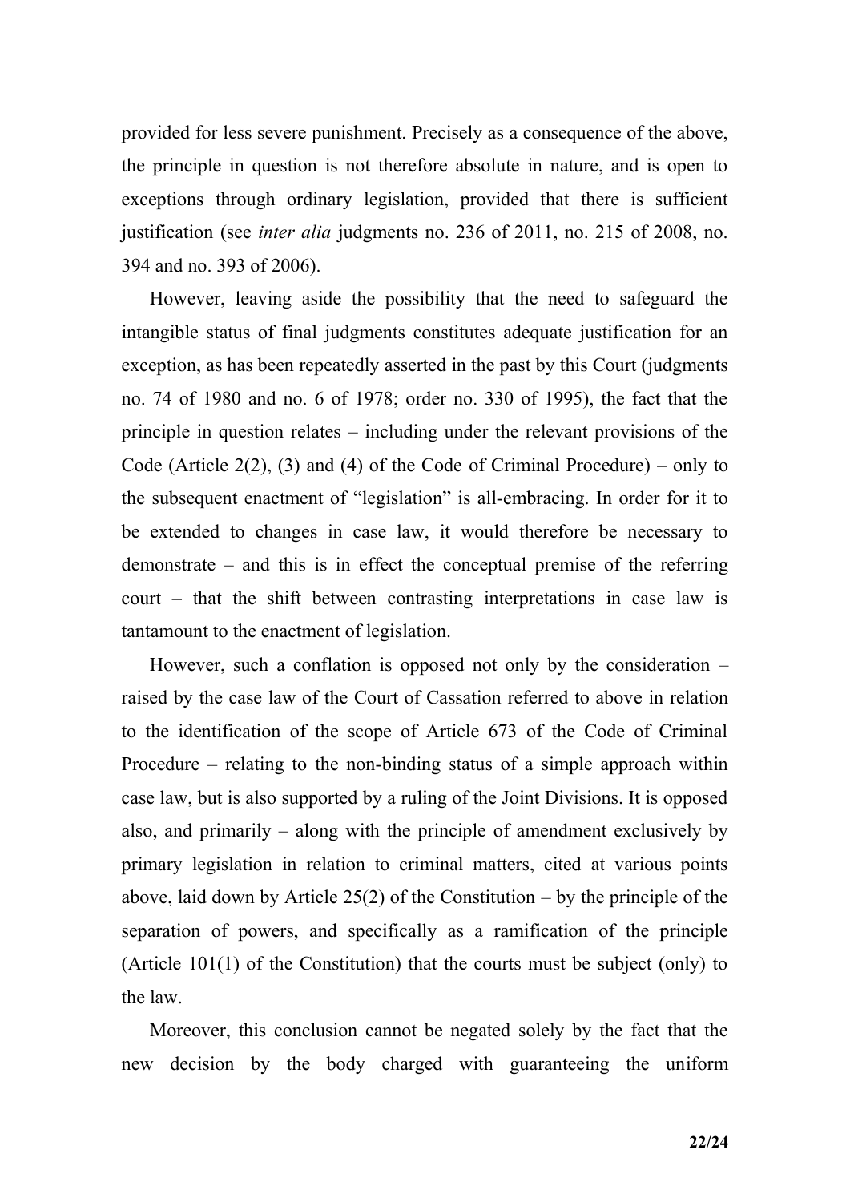provided for less severe punishment. Precisely as a consequence of the above, the principle in question is not therefore absolute in nature, and is open to exceptions through ordinary legislation, provided that there is sufficient justification (see *inter alia* judgments no. 236 of 2011, no. 215 of 2008, no. 394 and no. 393 of 2006).

However, leaving aside the possibility that the need to safeguard the intangible status of final judgments constitutes adequate justification for an exception, as has been repeatedly asserted in the past by this Court (judgments no. 74 of 1980 and no. 6 of 1978; order no. 330 of 1995), the fact that the principle in question relates – including under the relevant provisions of the Code (Article 2(2), (3) and (4) of the Code of Criminal Procedure) – only to the subsequent enactment of "legislation" is all-embracing. In order for it to be extended to changes in case law, it would therefore be necessary to demonstrate – and this is in effect the conceptual premise of the referring court – that the shift between contrasting interpretations in case law is tantamount to the enactment of legislation.

However, such a conflation is opposed not only by the consideration – raised by the case law of the Court of Cassation referred to above in relation to the identification of the scope of Article 673 of the Code of Criminal Procedure – relating to the non-binding status of a simple approach within case law, but is also supported by a ruling of the Joint Divisions. It is opposed also, and primarily – along with the principle of amendment exclusively by primary legislation in relation to criminal matters, cited at various points above, laid down by Article 25(2) of the Constitution – by the principle of the separation of powers, and specifically as a ramification of the principle (Article 101(1) of the Constitution) that the courts must be subject (only) to the law.

Moreover, this conclusion cannot be negated solely by the fact that the new decision by the body charged with guaranteeing the uniform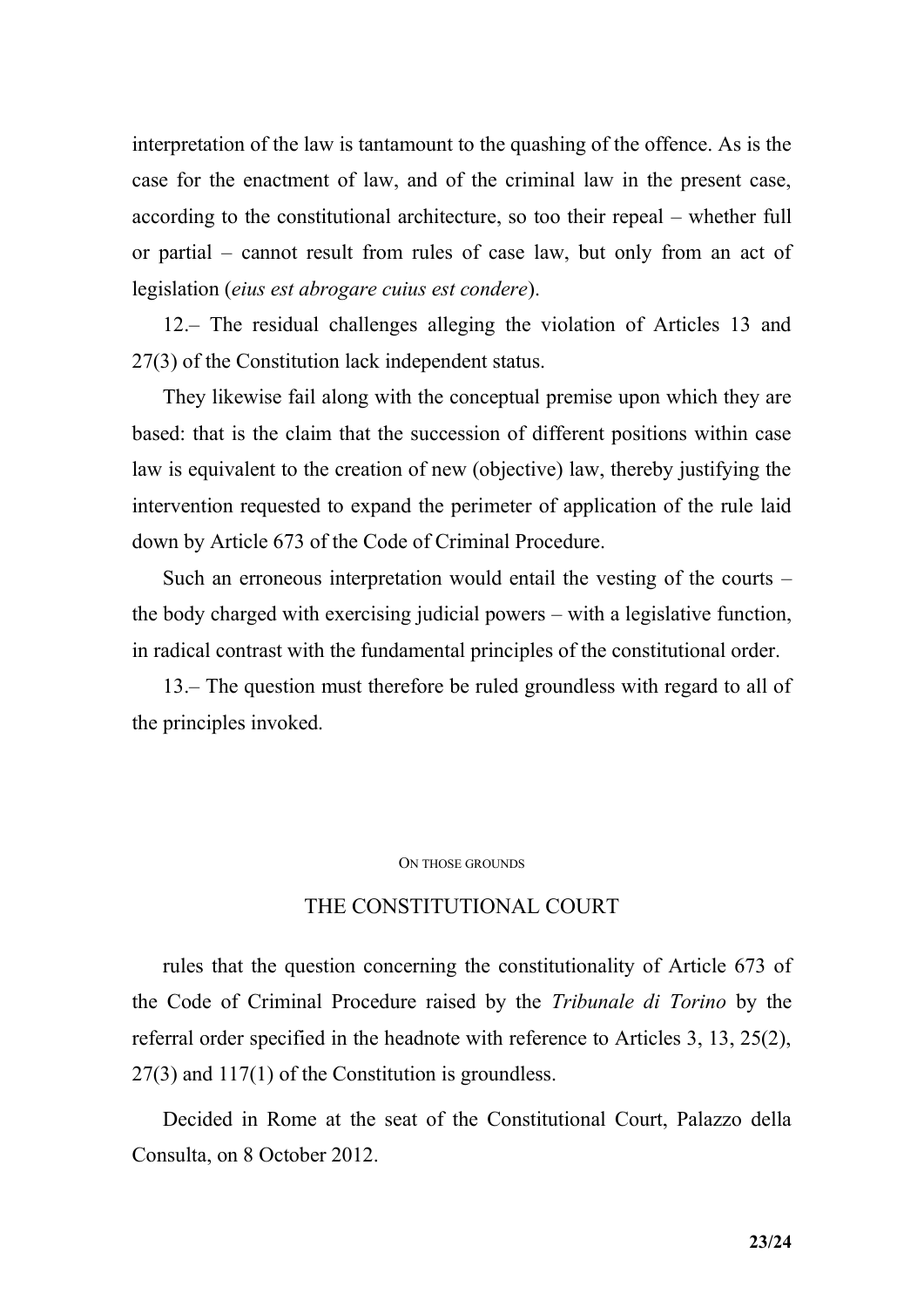interpretation of the law is tantamount to the quashing of the offence. As is the case for the enactment of law, and of the criminal law in the present case, according to the constitutional architecture, so too their repeal – whether full or partial – cannot result from rules of case law, but only from an act of legislation (*eius est abrogare cuius est condere*).

12.– The residual challenges alleging the violation of Articles 13 and 27(3) of the Constitution lack independent status.

They likewise fail along with the conceptual premise upon which they are based: that is the claim that the succession of different positions within case law is equivalent to the creation of new (objective) law, thereby justifying the intervention requested to expand the perimeter of application of the rule laid down by Article 673 of the Code of Criminal Procedure.

Such an erroneous interpretation would entail the vesting of the courts – the body charged with exercising judicial powers – with a legislative function, in radical contrast with the fundamental principles of the constitutional order.

13.– The question must therefore be ruled groundless with regard to all of the principles invoked.

ON THOSE GROUNDS

THE CONSTITUTIONAL COURT

rules that the question concerning the constitutionality of Article 673 of the Code of Criminal Procedure raised by the *Tribunale di Torino* by the referral order specified in the headnote with reference to Articles 3, 13, 25(2), 27(3) and 117(1) of the Constitution is groundless.

Decided in Rome at the seat of the Constitutional Court, Palazzo della Consulta, on 8 October 2012.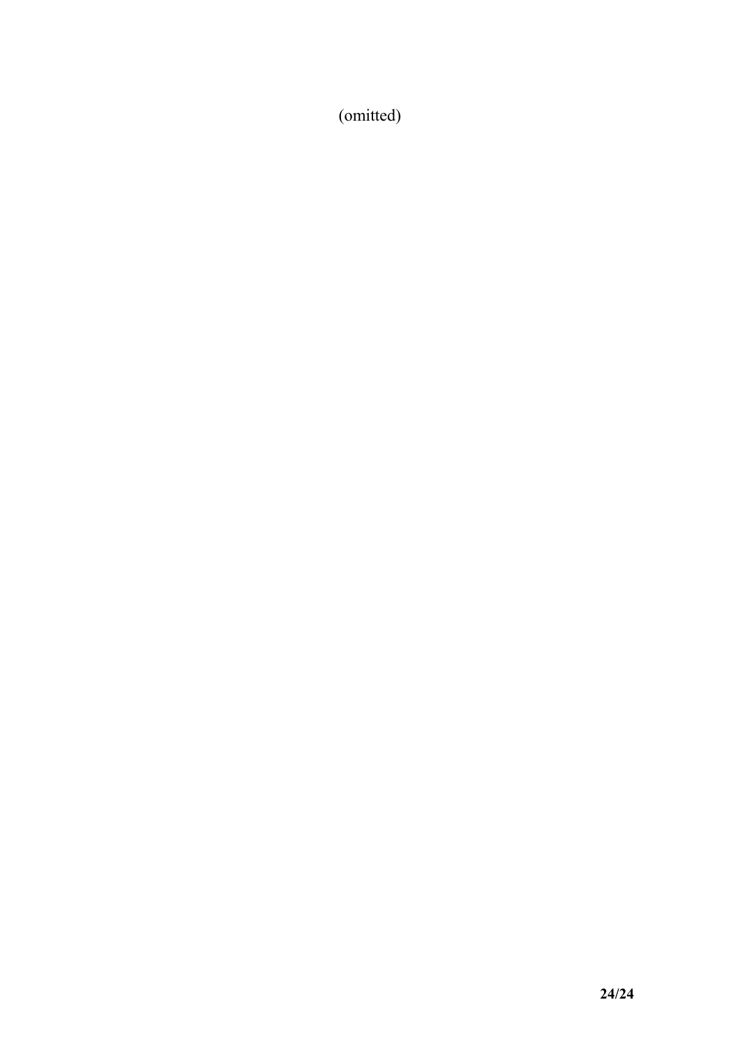(omitted)